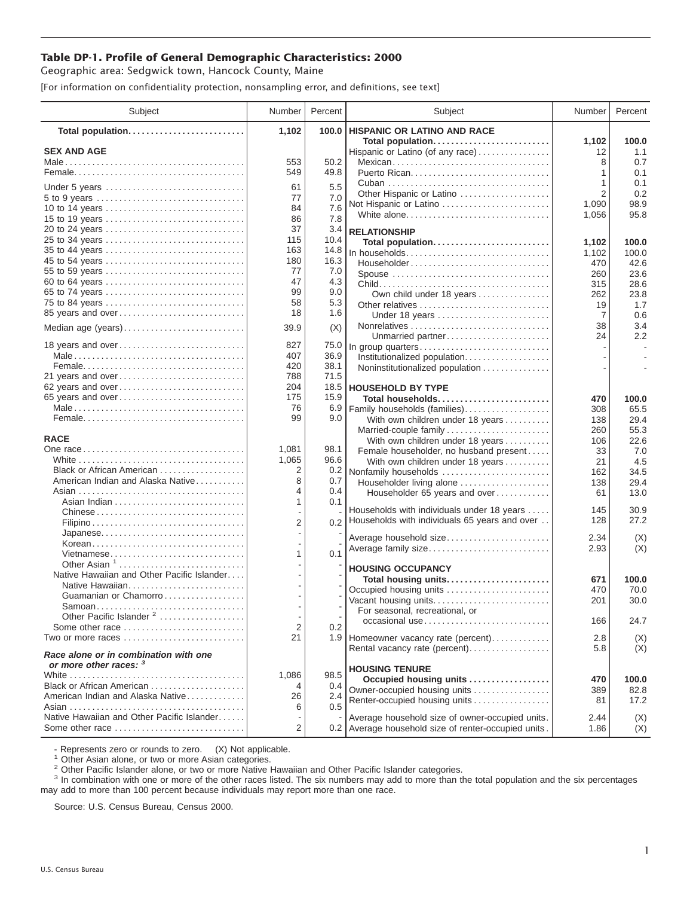# Table DP-1. Profile of General Demographic Characteristics: 2000

Geographic area: Sedgwick town, Hancock County, Maine

[For information on confidentiality protection, nonsampling error, and definitions, see text]

| Subject | Number | Percent |
|---|---|---|
| **Total population** | **1,102** | **100.0** |
| **SEX AND AGE** | | |
| Male | 553 | 50.2 |
| Female | 549 | 49.8 |
| Under 5 years | 61 | 5.5 |
| 5 to 9 years | 77 | 7.0 |
| 10 to 14 years | 84 | 7.6 |
| 15 to 19 years | 86 | 7.8 |
| 20 to 24 years | 37 | 3.4 |
| 25 to 34 years | 115 | 10.4 |
| 35 to 44 years | 163 | 14.8 |
| 45 to 54 years | 180 | 16.3 |
| 55 to 59 years | 77 | 7.0 |
| 60 to 64 years | 47 | 4.3 |
| 65 to 74 years | 99 | 9.0 |
| 75 to 84 years | 58 | 5.3 |
| 85 years and over | 18 | 1.6 |
| Median age (years) | 39.9 | (X) |
| 18 years and over | 827 | 75.0 |
| Male | 407 | 36.9 |
| Female | 420 | 38.1 |
| 21 years and over | 788 | 71.5 |
| 62 years and over | 204 | 18.5 |
| 65 years and over | 175 | 15.9 |
| Male | 76 | 6.9 |
| Female | 99 | 9.0 |
| **RACE** | | |
| One race | 1,081 | 98.1 |
| White | 1,065 | 96.6 |
| Black or African American | 2 | 0.2 |
| American Indian and Alaska Native | 8 | 0.7 |
| Asian | 4 | 0.4 |
| Asian Indian | 1 | 0.1 |
| Chinese | - | - |
| Filipino | 2 | 0.2 |
| Japanese | - | - |
| Korean | - | - |
| Vietnamese | 1 | 0.1 |
| Other Asian [1] | - | - |
| Native Hawaiian and Other Pacific Islander | - | - |
| Native Hawaiian | - | - |
| Guamanian or Chamorro | - | - |
| Samoan | - | - |
| Other Pacific Islander [2] | - | - |
| Some other race | 2 | 0.2 |
| Two or more races | 21 | 1.9 |
| ***Race alone or in combination with one or more other races:*** [3] | | |
| White | 1,086 | 98.5 |
| Black or African American | 4 | 0.4 |
| American Indian and Alaska Native | 26 | 2.4 |
| Asian | 6 | 0.5 |
| Native Hawaiian and Other Pacific Islander | - | - |
| Some other race | 2 | 0.2 |
| **HISPANIC OR LATINO AND RACE** | | |
| **Total population** | **1,102** | **100.0** |
| Hispanic or Latino (of any race) | 12 | 1.1 |
| Mexican | 8 | 0.7 |
| Puerto Rican | 1 | 0.1 |
| Cuban | 1 | 0.1 |
| Other Hispanic or Latino | 2 | 0.2 |
| Not Hispanic or Latino | 1,090 | 98.9 |
| White alone | 1,056 | 95.8 |
| **RELATIONSHIP** | | |
| **Total population** | **1,102** | **100.0** |
| In households | 1,102 | 100.0 |
| Householder | 470 | 42.6 |
| Spouse | 260 | 23.6 |
| Child | 315 | 28.6 |
| Own child under 18 years | 262 | 23.8 |
| Other relatives | 19 | 1.7 |
| Under 18 years | 7 | 0.6 |
| Nonrelatives | 38 | 3.4 |
| Unmarried partner | 24 | 2.2 |
| In group quarters | - | - |
| Institutionalized population | - | - |
| Noninstitutionalized population | - | - |
| **HOUSEHOLD BY TYPE** | | |
| **Total households** | **470** | **100.0** |
| Family households (families) | 308 | 65.5 |
| With own children under 18 years | 138 | 29.4 |
| Married-couple family | 260 | 55.3 |
| With own children under 18 years | 106 | 22.6 |
| Female householder, no husband present | 33 | 7.0 |
| With own children under 18 years | 21 | 4.5 |
| Nonfamily households | 162 | 34.5 |
| Householder living alone | 138 | 29.4 |
| Householder 65 years and over | 61 | 13.0 |
| Households with individuals under 18 years | 145 | 30.9 |
| Households with individuals 65 years and over | 128 | 27.2 |
| Average household size | 2.34 | (X) |
| Average family size | 2.93 | (X) |
| **HOUSING OCCUPANCY** | | |
| **Total housing units** | **671** | **100.0** |
| Occupied housing units | 470 | 70.0 |
| Vacant housing units | 201 | 30.0 |
| For seasonal, recreational, or occasional use | 166 | 24.7 |
| Homeowner vacancy rate (percent) | 2.8 | (X) |
| Rental vacancy rate (percent) | 5.8 | (X) |
| **HOUSING TENURE** | | |
| **Occupied housing units** | **470** | **100.0** |
| Owner-occupied housing units | 389 | 82.8 |
| Renter-occupied housing units | 81 | 17.2 |
| Average household size of owner-occupied units | 2.44 | (X) |
| Average household size of renter-occupied units | 1.86 | (X) |

- Represents zero or rounds to zero. (X) Not applicable.

[1] Other Asian alone, or two or more Asian categories.

[2] Other Pacific Islander alone, or two or more Native Hawaiian and Other Pacific Islander categories.

[3] In combination with one or more of the other races listed. The six numbers may add to more than the total population and the six percentages may add to more than 100 percent because individuals may report more than one race.

Source: U.S. Census Bureau, Census 2000.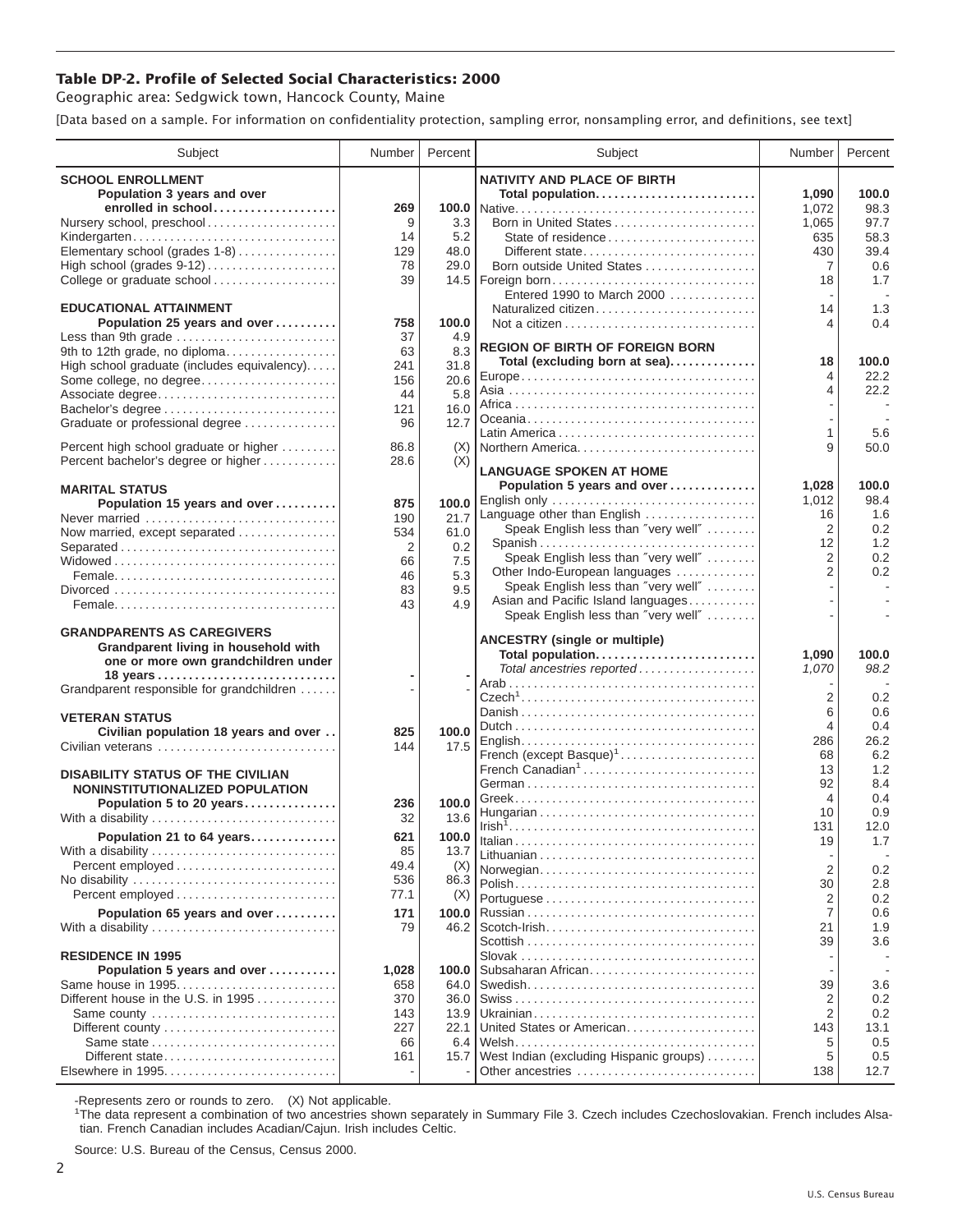## Table DP-2. Profile of Selected Social Characteristics: 2000

Geographic area: Sedgwick town, Hancock County, Maine

[Data based on a sample. For information on confidentiality protection, sampling error, nonsampling error, and definitions, see text]

| Subject | Number | Percent |
|---|---|---|
| **SCHOOL ENROLLMENT** | | |
| **Population 3 years and over enrolled in school** | **269** | **100.0** |
| Nursery school, preschool | 9 | 3.3 |
| Kindergarten | 14 | 5.2 |
| Elementary school (grades 1-8) | 129 | 48.0 |
| High school (grades 9-12) | 78 | 29.0 |
| College or graduate school | 39 | 14.5 |
| **EDUCATIONAL ATTAINMENT** | | |
| **Population 25 years and over** | **758** | **100.0** |
| Less than 9th grade | 37 | 4.9 |
| 9th to 12th grade, no diploma | 63 | 8.3 |
| High school graduate (includes equivalency) | 241 | 31.8 |
| Some college, no degree | 156 | 20.6 |
| Associate degree | 44 | 5.8 |
| Bachelor's degree | 121 | 16.0 |
| Graduate or professional degree | 96 | 12.7 |
| Percent high school graduate or higher | 86.8 | (X) |
| Percent bachelor's degree or higher | 28.6 | (X) |
| **MARITAL STATUS** | | |
| **Population 15 years and over** | **875** | **100.0** |
| Never married | 190 | 21.7 |
| Now married, except separated | 534 | 61.0 |
| Separated | 2 | 0.2 |
| Widowed | 66 | 7.5 |
| Female | 46 | 5.3 |
| Divorced | 83 | 9.5 |
| Female | 43 | 4.9 |
| **GRANDPARENTS AS CAREGIVERS** | | |
| **Grandparent living in household with one or more own grandchildren under 18 years** | **-** | **-** |
| Grandparent responsible for grandchildren | - | - |
| **VETERAN STATUS** | | |
| **Civilian population 18 years and over** | **825** | **100.0** |
| Civilian veterans | 144 | 17.5 |
| **DISABILITY STATUS OF THE CIVILIAN NONINSTITUTIONALIZED POPULATION** | | |
| **Population 5 to 20 years** | **236** | **100.0** |
| With a disability | 32 | 13.6 |
| **Population 21 to 64 years** | **621** | **100.0** |
| With a disability | 85 | 13.7 |
| Percent employed | 49.4 | (X) |
| No disability | 536 | 86.3 |
| Percent employed | 77.1 | (X) |
| **Population 65 years and over** | **171** | **100.0** |
| With a disability | 79 | 46.2 |
| **RESIDENCE IN 1995** | | |
| **Population 5 years and over** | **1,028** | **100.0** |
| Same house in 1995 | 658 | 64.0 |
| Different house in the U.S. in 1995 | 370 | 36.0 |
| Same county | 143 | 13.9 |
| Different county | 227 | 22.1 |
| Same state | 66 | 6.4 |
| Different state | 161 | 15.7 |
| Elsewhere in 1995 | - | - |

| Subject | Number | Percent |
|---|---|---|
| **NATIVITY AND PLACE OF BIRTH** | | |
| **Total population** | **1,090** | **100.0** |
| Native | 1,072 | 98.3 |
| Born in United States | 1,065 | 97.7 |
| State of residence | 635 | 58.3 |
| Different state | 430 | 39.4 |
| Born outside United States | 7 | 0.6 |
| Foreign born | 18 | 1.7 |
| Entered 1990 to March 2000 | - | - |
| Naturalized citizen | 14 | 1.3 |
| Not a citizen | 4 | 0.4 |
| **REGION OF BIRTH OF FOREIGN BORN** | | |
| **Total (excluding born at sea)** | **18** | **100.0** |
| Europe | 4 | 22.2 |
| Asia | 4 | 22.2 |
| Africa | - | - |
| Oceania | - | - |
| Latin America | 1 | 5.6 |
| Northern America | 9 | 50.0 |
| **LANGUAGE SPOKEN AT HOME** | | |
| **Population 5 years and over** | **1,028** | **100.0** |
| English only | 1,012 | 98.4 |
| Language other than English | 16 | 1.6 |
| Speak English less than "very well" | 2 | 0.2 |
| Spanish | 12 | 1.2 |
| Speak English less than "very well" | 2 | 0.2 |
| Other Indo-European languages | 2 | 0.2 |
| Speak English less than "very well" | - | - |
| Asian and Pacific Island languages | - | - |
| Speak English less than "very well" | - | - |
| **ANCESTRY (single or multiple)** | | |
| **Total population** | **1,090** | **100.0** |
| *Total ancestries reported* | *1,070* | *98.2* |
| Arab | - | - |
| Czech[1] | 2 | 0.2 |
| Danish | 6 | 0.6 |
| Dutch | 4 | 0.4 |
| English | 286 | 26.2 |
| French (except Basque)[1] | 68 | 6.2 |
| French Canadian[1] | 13 | 1.2 |
| German | 92 | 8.4 |
| Greek | 4 | 0.4 |
| Hungarian | 10 | 0.9 |
| Irish[1] | 131 | 12.0 |
| Italian | 19 | 1.7 |
| Lithuanian | - | - |
| Norwegian | 2 | 0.2 |
| Polish | 30 | 2.8 |
| Portuguese | 2 | 0.2 |
| Russian | 7 | 0.6 |
| Scotch-Irish | 21 | 1.9 |
| Scottish | 39 | 3.6 |
| Slovak | - | - |
| Subsaharan African | - | - |
| Swedish | 39 | 3.6 |
| Swiss | 2 | 0.2 |
| Ukrainian | 2 | 0.2 |
| United States or American | 143 | 13.1 |
| Welsh | 5 | 0.5 |
| West Indian (excluding Hispanic groups) | 5 | 0.5 |
| Other ancestries | 138 | 12.7 |

-Represents zero or rounds to zero. (X) Not applicable.

[1]The data represent a combination of two ancestries shown separately in Summary File 3. Czech includes Czechoslovakian. French includes Alsatian. French Canadian includes Acadian/Cajun. Irish includes Celtic.

Source: U.S. Bureau of the Census, Census 2000.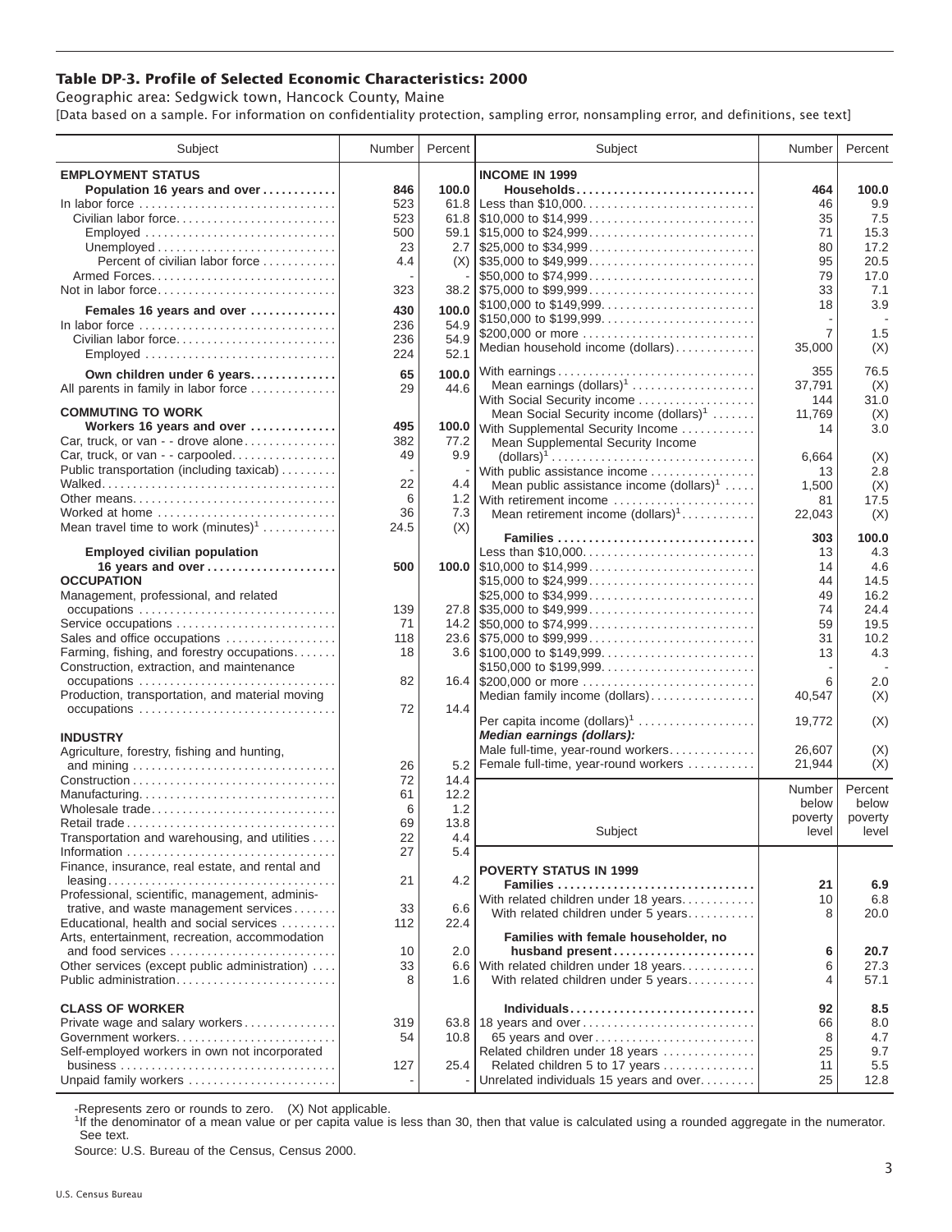### Table DP-3. Profile of Selected Economic Characteristics: 2000

Geographic area: Sedgwick town, Hancock County, Maine

[Data based on a sample. For information on confidentiality protection, sampling error, nonsampling error, and definitions, see text]

| Subject | Number | Percent |
|---|---|---|
| **EMPLOYMENT STATUS** | | |
| **Population 16 years and over** | **846** | **100.0** |
| In labor force | 523 | 61.8 |
| Civilian labor force | 523 | 61.8 |
| Employed | 500 | 59.1 |
| Unemployed | 23 | 2.7 |
| Percent of civilian labor force | 4.4 | (X) |
| Armed Forces | - | - |
| Not in labor force | 323 | 38.2 |
| **Females 16 years and over** | **430** | **100.0** |
| In labor force | 236 | 54.9 |
| Civilian labor force | 236 | 54.9 |
| Employed | 224 | 52.1 |
| **Own children under 6 years** | **65** | **100.0** |
| All parents in family in labor force | 29 | 44.6 |
| **COMMUTING TO WORK** | | |
| **Workers 16 years and over** | **495** | **100.0** |
| Car, truck, or van - - drove alone | 382 | 77.2 |
| Car, truck, or van - - carpooled | 49 | 9.9 |
| Public transportation (including taxicab) | - | - |
| Walked | 22 | 4.4 |
| Other means | 6 | 1.2 |
| Worked at home | 36 | 7.3 |
| Mean travel time to work (minutes)[1] | 24.5 | (X) |
| **Employed civilian population 16 years and over** | **500** | **100.0** |
| **OCCUPATION** | | |
| Management, professional, and related occupations | 139 | 27.8 |
| Service occupations | 71 | 14.2 |
| Sales and office occupations | 118 | 23.6 |
| Farming, fishing, and forestry occupations | 18 | 3.6 |
| Construction, extraction, and maintenance occupations | 82 | 16.4 |
| Production, transportation, and material moving occupations | 72 | 14.4 |
| **INDUSTRY** | | |
| Agriculture, forestry, fishing and hunting, and mining | 26 | 5.2 |
| Construction | 72 | 14.4 |
| Manufacturing | 61 | 12.2 |
| Wholesale trade | 6 | 1.2 |
| Retail trade | 69 | 13.8 |
| Transportation and warehousing, and utilities | 22 | 4.4 |
| Information | 27 | 5.4 |
| Finance, insurance, real estate, and rental and leasing | 21 | 4.2 |
| Professional, scientific, management, administrative, and waste management services | 33 | 6.6 |
| Educational, health and social services | 112 | 22.4 |
| Arts, entertainment, recreation, accommodation and food services | 10 | 2.0 |
| Other services (except public administration) | 33 | 6.6 |
| Public administration | 8 | 1.6 |
| **CLASS OF WORKER** | | |
| Private wage and salary workers | 319 | 63.8 |
| Government workers | 54 | 10.8 |
| Self-employed workers in own not incorporated business | 127 | 25.4 |
| Unpaid family workers | - | - |

| Subject | Number | Percent |
|---|---|---|
| **INCOME IN 1999** | | |
| **Households** | **464** | **100.0** |
| Less than $10,000 | 46 | 9.9 |
| $10,000 to $14,999 | 35 | 7.5 |
| $15,000 to $24,999 | 71 | 15.3 |
| $25,000 to $34,999 | 80 | 17.2 |
| $35,000 to $49,999 | 95 | 20.5 |
| $50,000 to $74,999 | 79 | 17.0 |
| $75,000 to $99,999 | 33 | 7.1 |
| $100,000 to $149,999 | 18 | 3.9 |
| $150,000 to $199,999 | - | - |
| $200,000 or more | 7 | 1.5 |
| Median household income (dollars) | 35,000 | (X) |
| With earnings | 355 | 76.5 |
| Mean earnings (dollars)[1] | 37,791 | (X) |
| With Social Security income | 144 | 31.0 |
| Mean Social Security income (dollars)[1] | 11,769 | (X) |
| With Supplemental Security Income | 14 | 3.0 |
| Mean Supplemental Security Income (dollars)[1] | 6,664 | (X) |
| With public assistance income | 13 | 2.8 |
| Mean public assistance income (dollars)[1] | 1,500 | (X) |
| With retirement income | 81 | 17.5 |
| Mean retirement income (dollars)[1] | 22,043 | (X) |
| **Families** | **303** | **100.0** |
| Less than $10,000 | 13 | 4.3 |
| $10,000 to $14,999 | 14 | 4.6 |
| $15,000 to $24,999 | 44 | 14.5 |
| $25,000 to $34,999 | 49 | 16.2 |
| $35,000 to $49,999 | 74 | 24.4 |
| $50,000 to $74,999 | 59 | 19.5 |
| $75,000 to $99,999 | 31 | 10.2 |
| $100,000 to $149,999 | 13 | 4.3 |
| $150,000 to $199,999 | - | - |
| $200,000 or more | 6 | 2.0 |
| Median family income (dollars) | 40,547 | (X) |
| Per capita income (dollars)[1] | 19,772 | (X) |
| ***Median earnings (dollars):*** | | |
| Male full-time, year-round workers | 26,607 | (X) |
| Female full-time, year-round workers | 21,944 | (X) |

| Subject | Number below poverty level | Percent below poverty level |
|---|---|---|
| **POVERTY STATUS IN 1999** | | |
| **Families** | **21** | **6.9** |
| With related children under 18 years | 10 | 6.8 |
| With related children under 5 years | 8 | 20.0 |
| **Families with female householder, no husband present** | **6** | **20.7** |
| With related children under 18 years | 6 | 27.3 |
| With related children under 5 years | 4 | 57.1 |
| **Individuals** | **92** | **8.5** |
| 18 years and over | 66 | 8.0 |
| 65 years and over | 8 | 4.7 |
| Related children under 18 years | 25 | 9.7 |
| Related children 5 to 17 years | 11 | 5.5 |
| Unrelated individuals 15 years and over | 25 | 12.8 |

-Represents zero or rounds to zero. (X) Not applicable.

[1]If the denominator of a mean value or per capita value is less than 30, then that value is calculated using a rounded aggregate in the numerator. See text.

Source: U.S. Bureau of the Census, Census 2000.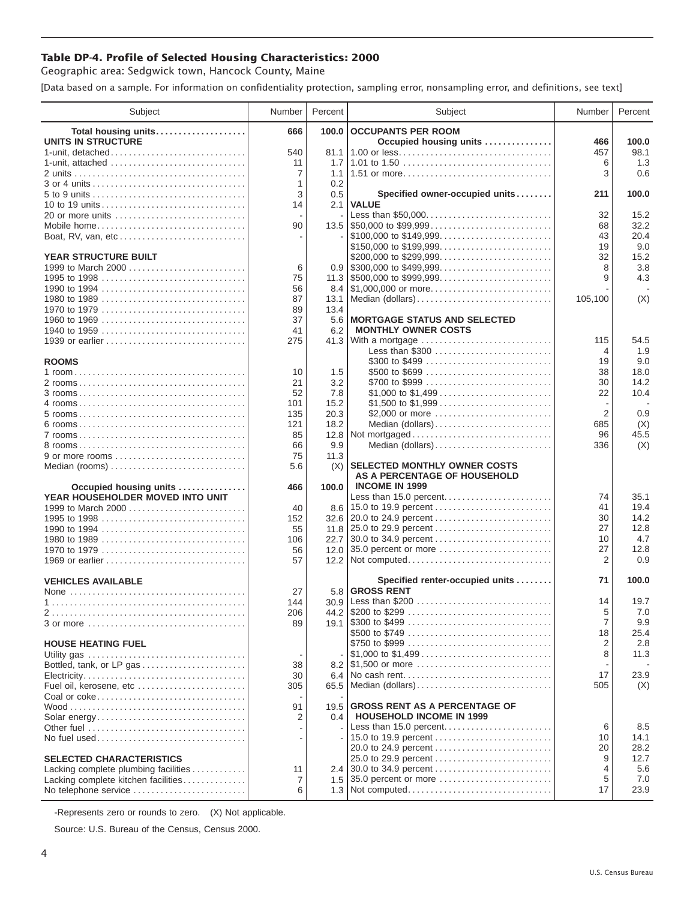## Table DP-4. Profile of Selected Housing Characteristics: 2000

Geographic area: Sedgwick town, Hancock County, Maine

[Data based on a sample. For information on confidentiality protection, sampling error, nonsampling error, and definitions, see text]

| Subject | Number | Percent |
|---|---|---|
| **Total housing units** | **666** | **100.0** |
| **UNITS IN STRUCTURE** | | |
| 1-unit, detached | 540 | 81.1 |
| 1-unit, attached | 11 | 1.7 |
| 2 units | 7 | 1.1 |
| 3 or 4 units | 1 | 0.2 |
| 5 to 9 units | 3 | 0.5 |
| 10 to 19 units | 14 | 2.1 |
| 20 or more units | - | - |
| Mobile home | 90 | 13.5 |
| Boat, RV, van, etc | - | - |
| **YEAR STRUCTURE BUILT** | | |
| 1999 to March 2000 | 6 | 0.9 |
| 1995 to 1998 | 75 | 11.3 |
| 1990 to 1994 | 56 | 8.4 |
| 1980 to 1989 | 87 | 13.1 |
| 1970 to 1979 | 89 | 13.4 |
| 1960 to 1969 | 37 | 5.6 |
| 1940 to 1959 | 41 | 6.2 |
| 1939 or earlier | 275 | 41.3 |
| **ROOMS** | | |
| 1 room | 10 | 1.5 |
| 2 rooms | 21 | 3.2 |
| 3 rooms | 52 | 7.8 |
| 4 rooms | 101 | 15.2 |
| 5 rooms | 135 | 20.3 |
| 6 rooms | 121 | 18.2 |
| 7 rooms | 85 | 12.8 |
| 8 rooms | 66 | 9.9 |
| 9 or more rooms | 75 | 11.3 |
| Median (rooms) | 5.6 | (X) |
| **Occupied housing units** | **466** | **100.0** |
| **YEAR HOUSEHOLDER MOVED INTO UNIT** | | |
| 1999 to March 2000 | 40 | 8.6 |
| 1995 to 1998 | 152 | 32.6 |
| 1990 to 1994 | 55 | 11.8 |
| 1980 to 1989 | 106 | 22.7 |
| 1970 to 1979 | 56 | 12.0 |
| 1969 or earlier | 57 | 12.2 |
| **VEHICLES AVAILABLE** | | |
| None | 27 | 5.8 |
| 1 | 144 | 30.9 |
| 2 | 206 | 44.2 |
| 3 or more | 89 | 19.1 |
| **HOUSE HEATING FUEL** | | |
| Utility gas | - | - |
| Bottled, tank, or LP gas | 38 | 8.2 |
| Electricity | 30 | 6.4 |
| Fuel oil, kerosene, etc | 305 | 65.5 |
| Coal or coke | - | - |
| Wood | 91 | 19.5 |
| Solar energy | 2 | 0.4 |
| Other fuel | - | - |
| No fuel used | - | - |
| **SELECTED CHARACTERISTICS** | | |
| Lacking complete plumbing facilities | 11 | 2.4 |
| Lacking complete kitchen facilities | 7 | 1.5 |
| No telephone service | 6 | 1.3 |
| **OCCUPANTS PER ROOM** | | |
| **Occupied housing units** | **466** | **100.0** |
| 1.00 or less | 457 | 98.1 |
| 1.01 to 1.50 | 6 | 1.3 |
| 1.51 or more | 3 | 0.6 |
| **Specified owner-occupied units** | **211** | **100.0** |
| **VALUE** | | |
| Less than $50,000 | 32 | 15.2 |
| $50,000 to $99,999 | 68 | 32.2 |
| $100,000 to $149,999 | 43 | 20.4 |
| $150,000 to $199,999 | 19 | 9.0 |
| $200,000 to $299,999 | 32 | 15.2 |
| $300,000 to $499,999 | 8 | 3.8 |
| $500,000 to $999,999 | 9 | 4.3 |
| $1,000,000 or more | - | - |
| Median (dollars) | 105,100 | (X) |
| **MORTGAGE STATUS AND SELECTED MONTHLY OWNER COSTS** | | |
| With a mortgage | 115 | 54.5 |
| Less than $300 | 4 | 1.9 |
| $300 to $499 | 19 | 9.0 |
| $500 to $699 | 38 | 18.0 |
| $700 to $999 | 30 | 14.2 |
| $1,000 to $1,499 | 22 | 10.4 |
| $1,500 to $1,999 | - | - |
| $2,000 or more | 2 | 0.9 |
| Median (dollars) | 685 | (X) |
| Not mortgaged | 96 | 45.5 |
| Median (dollars) | 336 | (X) |
| **SELECTED MONTHLY OWNER COSTS AS A PERCENTAGE OF HOUSEHOLD INCOME IN 1999** | | |
| Less than 15.0 percent | 74 | 35.1 |
| 15.0 to 19.9 percent | 41 | 19.4 |
| 20.0 to 24.9 percent | 30 | 14.2 |
| 25.0 to 29.9 percent | 27 | 12.8 |
| 30.0 to 34.9 percent | 10 | 4.7 |
| 35.0 percent or more | 27 | 12.8 |
| Not computed | 2 | 0.9 |
| **Specified renter-occupied units** | **71** | **100.0** |
| **GROSS RENT** | | |
| Less than $200 | 14 | 19.7 |
| $200 to $299 | 5 | 7.0 |
| $300 to $499 | 7 | 9.9 |
| $500 to $749 | 18 | 25.4 |
| $750 to $999 | 2 | 2.8 |
| $1,000 to $1,499 | 8 | 11.3 |
| $1,500 or more | - | - |
| No cash rent | 17 | 23.9 |
| Median (dollars) | 505 | (X) |
| **GROSS RENT AS A PERCENTAGE OF HOUSEHOLD INCOME IN 1999** | | |
| Less than 15.0 percent | 6 | 8.5 |
| 15.0 to 19.9 percent | 10 | 14.1 |
| 20.0 to 24.9 percent | 20 | 28.2 |
| 25.0 to 29.9 percent | 9 | 12.7 |
| 30.0 to 34.9 percent | 4 | 5.6 |
| 35.0 percent or more | 5 | 7.0 |
| Not computed | 17 | 23.9 |

-Represents zero or rounds to zero. (X) Not applicable.

Source: U.S. Bureau of the Census, Census 2000.